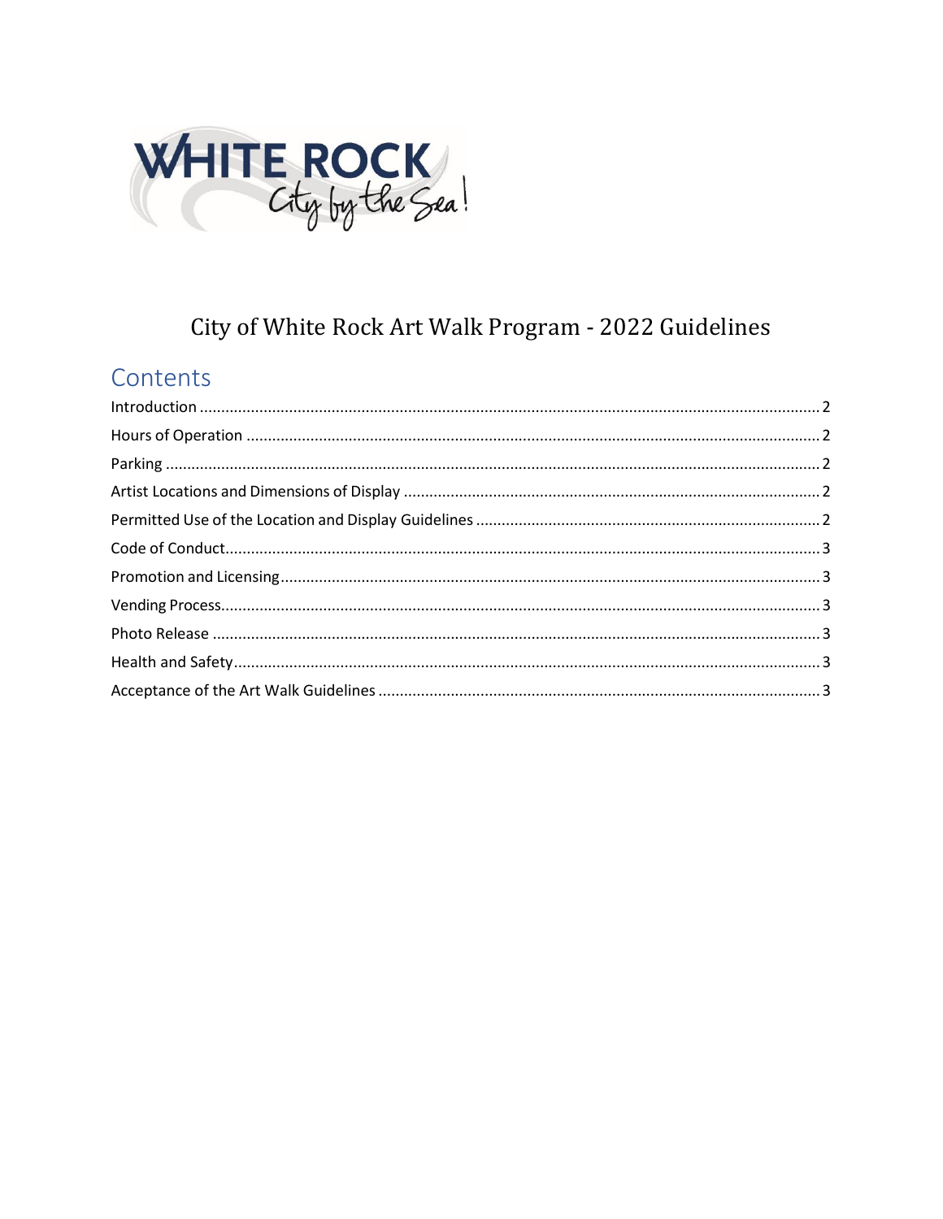# City of White Rock Art Walk Program - 2022 Guidelines

## Contents

Introduction ........ 2
Hours of Operation ........ 2
Parking ........ 2
Artist Locations and Dimensions of Display ........ 2
Permitted Use of the Location and Display Guidelines ........ 2
Code of Conduct ........ 3
Promotion and Licensing ........ 3
Vending Process ........ 3
Photo Release ........ 3
Health and Safety ........ 3
Acceptance of the Art Walk Guidelines ........ 3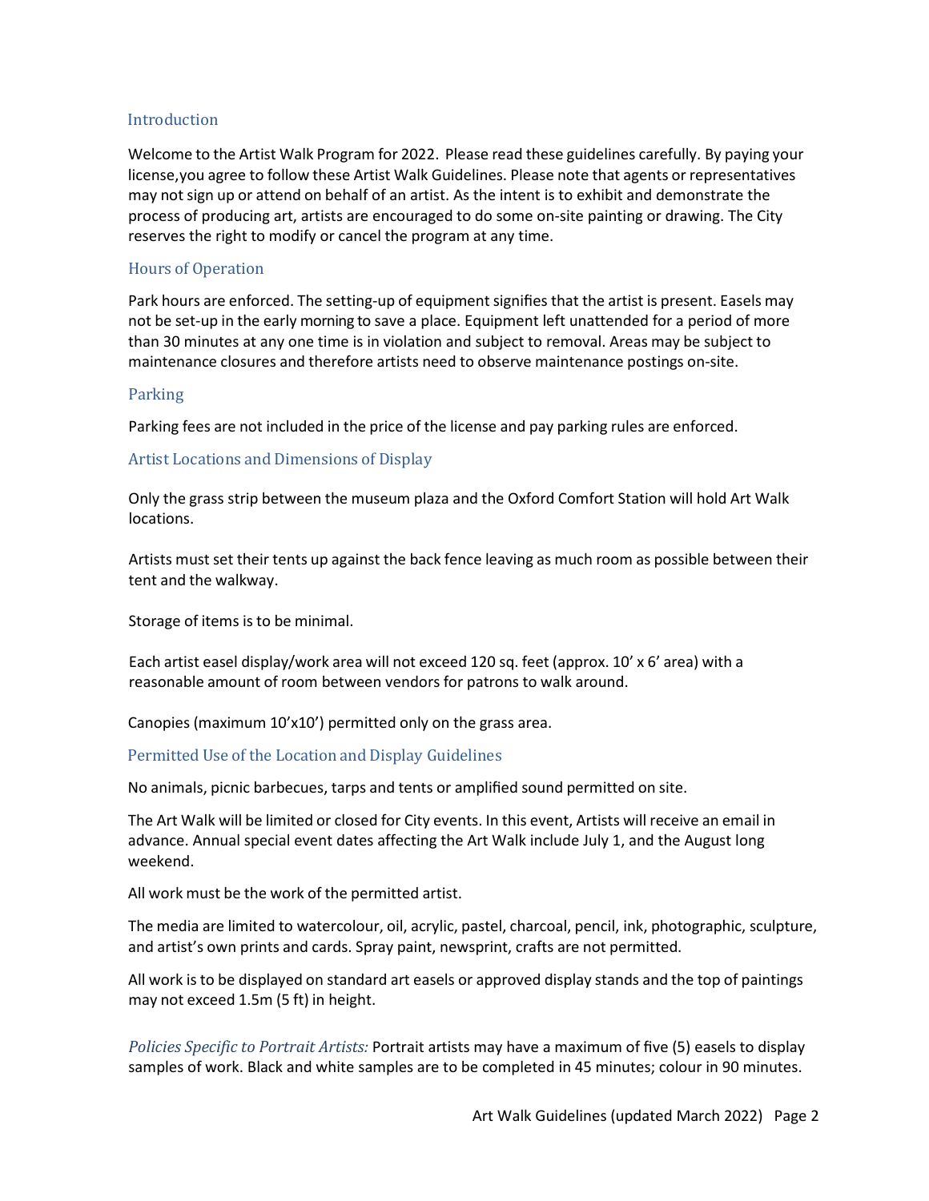## Introduction

Welcome to the Artist Walk Program for 2022. Please read these guidelines carefully. By paying your license,you agree to follow these Artist Walk Guidelines. Please note that agents or representatives may not sign up or attend on behalf of an artist. As the intent is to exhibit and demonstrate the process of producing art, artists are encouraged to do some on-site painting or drawing. The City reserves the right to modify or cancel the program at any time.

## Hours of Operation

Park hours are enforced. The setting-up of equipment signifies that the artist is present. Easels may not be set-up in the early morning to save a place. Equipment left unattended for a period of more than 30 minutes at any one time is in violation and subject to removal. Areas may be subject to maintenance closures and therefore artists need to observe maintenance postings on-site.

## Parking

Parking fees are not included in the price of the license and pay parking rules are enforced.

## Artist Locations and Dimensions of Display

Only the grass strip between the museum plaza and the Oxford Comfort Station will hold Art Walk locations.

Artists must set their tents up against the back fence leaving as much room as possible between their tent and the walkway.

Storage of items is to be minimal.

Each artist easel display/work area will not exceed 120 sq. feet (approx. 10' x 6' area) with a reasonable amount of room between vendors for patrons to walk around.

Canopies (maximum 10'x10') permitted only on the grass area.

## Permitted Use of the Location and Display Guidelines

No animals, picnic barbecues, tarps and tents or amplified sound permitted on site.

The Art Walk will be limited or closed for City events. In this event, Artists will receive an email in advance. Annual special event dates affecting the Art Walk include July 1, and the August long weekend.

All work must be the work of the permitted artist.

The media are limited to watercolour, oil, acrylic, pastel, charcoal, pencil, ink, photographic, sculpture, and artist's own prints and cards. Spray paint, newsprint, crafts are not permitted.

All work is to be displayed on standard art easels or approved display stands and the top of paintings may not exceed 1.5m (5 ft) in height.

*Policies Specific to Portrait Artists:* Portrait artists may have a maximum of five (5) easels to display samples of work. Black and white samples are to be completed in 45 minutes; colour in 90 minutes.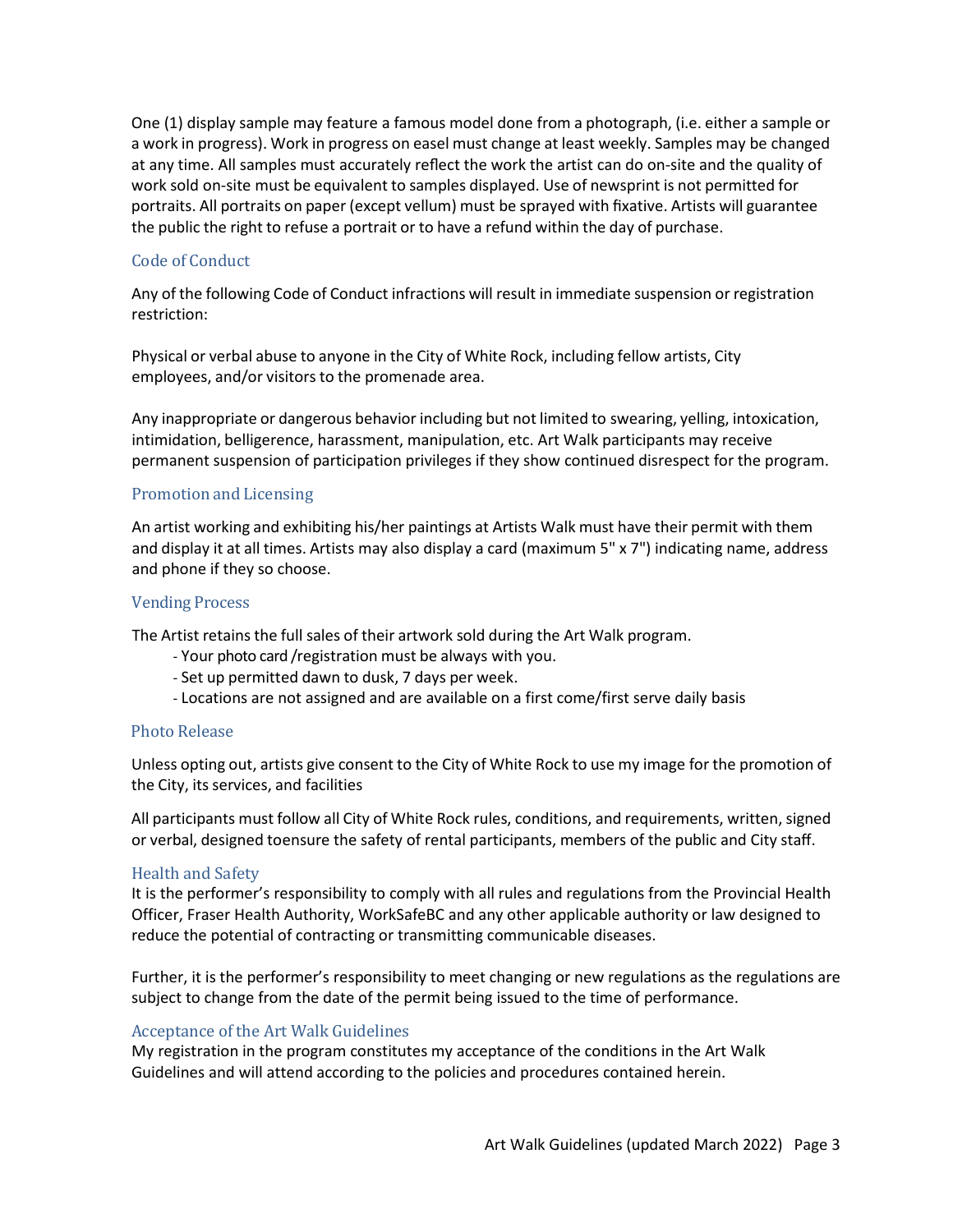One (1) display sample may feature a famous model done from a photograph, (i.e. either a sample or a work in progress). Work in progress on easel must change at least weekly. Samples may be changed at any time. All samples must accurately reflect the work the artist can do on-site and the quality of work sold on-site must be equivalent to samples displayed. Use of newsprint is not permitted for portraits. All portraits on paper (except vellum) must be sprayed with fixative. Artists will guarantee the public the right to refuse a portrait or to have a refund within the day of purchase.

## Code of Conduct

Any of the following Code of Conduct infractions will result in immediate suspension or registration restriction:

Physical or verbal abuse to anyone in the City of White Rock, including fellow artists, City employees, and/or visitors to the promenade area.

Any inappropriate or dangerous behavior including but not limited to swearing, yelling, intoxication, intimidation, belligerence, harassment, manipulation, etc. Art Walk participants may receive permanent suspension of participation privileges if they show continued disrespect for the program.

## Promotion and Licensing

An artist working and exhibiting his/her paintings at Artists Walk must have their permit with them and display it at all times. Artists may also display a card (maximum 5" x 7") indicating name, address and phone if they so choose.

## Vending Process

The Artist retains the full sales of their artwork sold during the Art Walk program.

- Your photo card /registration must be always with you.
- Set up permitted dawn to dusk, 7 days per week.
- Locations are not assigned and are available on a first come/first serve daily basis

## Photo Release

Unless opting out, artists give consent to the City of White Rock to use my image for the promotion of the City, its services, and facilities

All participants must follow all City of White Rock rules, conditions, and requirements, written, signed or verbal, designed toensure the safety of rental participants, members of the public and City staff.

## Health and Safety

It is the performer's responsibility to comply with all rules and regulations from the Provincial Health Officer, Fraser Health Authority, WorkSafeBC and any other applicable authority or law designed to reduce the potential of contracting or transmitting communicable diseases.

Further, it is the performer's responsibility to meet changing or new regulations as the regulations are subject to change from the date of the permit being issued to the time of performance.

## Acceptance of the Art Walk Guidelines

My registration in the program constitutes my acceptance of the conditions in the Art Walk Guidelines and will attend according to the policies and procedures contained herein.